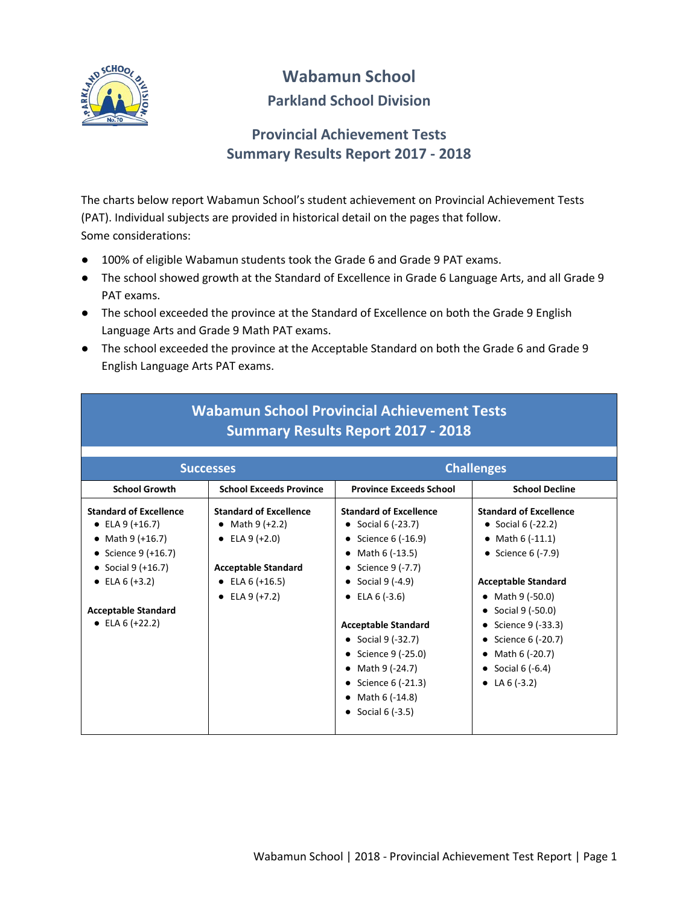# Wabamun School

## Parkland School Division

## Provincial Achievement Tests
## Summary Results Report 2017 - 2018

The charts below report Wabamun School's student achievement on Provincial Achievement Tests (PAT). Individual subjects are provided in historical detail on the pages that follow.
Some considerations:

- 100% of eligible Wabamun students took the Grade 6 and Grade 9 PAT exams.
- The school showed growth at the Standard of Excellence in Grade 6 Language Arts, and all Grade 9 PAT exams.
- The school exceeded the province at the Standard of Excellence on both the Grade 9 English Language Arts and Grade 9 Math PAT exams.
- The school exceeded the province at the Acceptable Standard on both the Grade 6 and Grade 9 English Language Arts PAT exams.

| Wabamun School Provincial Achievement Tests Summary Results Report 2017 - 2018 | | | |
|---|---|---|---|
| **Successes** | | **Challenges** | |
| **School Growth** | **School Exceeds Province** | **Province Exceeds School** | **School Decline** |
| **Standard of Excellence**<br>• ELA 9 (+16.7)<br>• Math 9 (+16.7)<br>• Science 9 (+16.7)<br>• Social 9 (+16.7)<br>• ELA 6 (+3.2)<br><br>**Acceptable Standard**<br>• ELA 6 (+22.2) | **Standard of Excellence**<br>• Math 9 (+2.2)<br>• ELA 9 (+2.0)<br><br>**Acceptable Standard**<br>• ELA 6 (+16.5)<br>• ELA 9 (+7.2) | **Standard of Excellence**<br>• Social 6 (-23.7)<br>• Science 6 (-16.9)<br>• Math 6 (-13.5)<br>• Science 9 (-7.7)<br>• Social 9 (-4.9)<br>• ELA 6 (-3.6)<br><br>**Acceptable Standard**<br>• Social 9 (-32.7)<br>• Science 9 (-25.0)<br>• Math 9 (-24.7)<br>• Science 6 (-21.3)<br>• Math 6 (-14.8)<br>• Social 6 (-3.5) | **Standard of Excellence**<br>• Social 6 (-22.2)<br>• Math 6 (-11.1)<br>• Science 6 (-7.9)<br><br>**Acceptable Standard**<br>• Math 9 (-50.0)<br>• Social 9 (-50.0)<br>• Science 9 (-33.3)<br>• Science 6 (-20.7)<br>• Math 6 (-20.7)<br>• Social 6 (-6.4)<br>• LA 6 (-3.2) |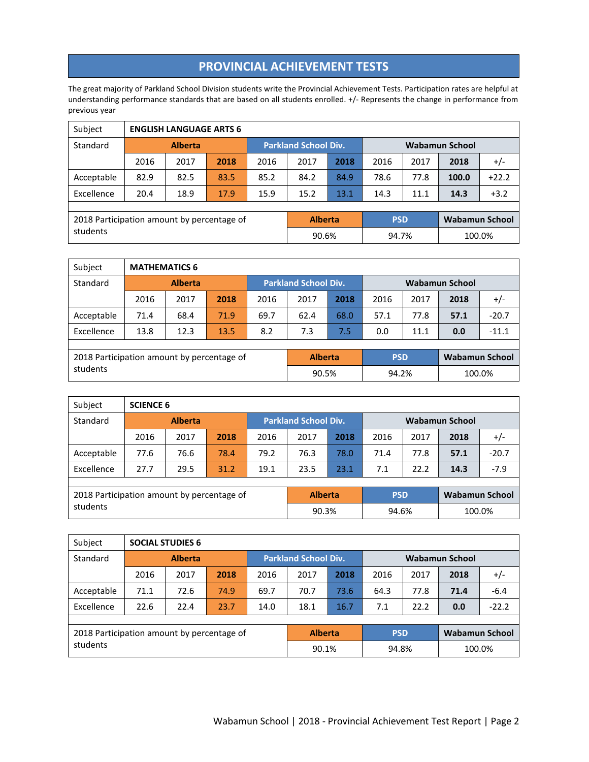# PROVINCIAL ACHIEVEMENT TESTS

The great majority of Parkland School Division students write the Provincial Achievement Tests. Participation rates are helpful at understanding performance standards that are based on all students enrolled. +/- Represents the change in performance from previous year

| Subject | **ENGLISH LANGUAGE ARTS 6** | | | | | | | | | |
|---|---|---|---|---|---|---|---|---|---|---|
| Standard | **Alberta** | | | **Parkland School Div.** | | | **Wabamun School** | | | |
| | 2016 | 2017 | **2018** | 2016 | 2017 | **2018** | 2016 | 2017 | **2018** | +/- |
| Acceptable | 82.9 | 82.5 | 83.5 | 85.2 | 84.2 | 84.9 | 78.6 | 77.8 | **100.0** | +22.2 |
| Excellence | 20.4 | 18.9 | 17.9 | 15.9 | 15.2 | 13.1 | 14.3 | 11.1 | **14.3** | +3.2 |

| 2018 Participation amount by percentage of students | **Alberta** | **PSD** | **Wabamun School** |
|---|---|---|---|
| | 90.6% | 94.7% | 100.0% |

| Subject | **MATHEMATICS 6** | | | | | | | | | |
|---|---|---|---|---|---|---|---|---|---|---|
| Standard | **Alberta** | | | **Parkland School Div.** | | | **Wabamun School** | | | |
| | 2016 | 2017 | **2018** | 2016 | 2017 | **2018** | 2016 | 2017 | **2018** | +/- |
| Acceptable | 71.4 | 68.4 | 71.9 | 69.7 | 62.4 | 68.0 | 57.1 | 77.8 | **57.1** | -20.7 |
| Excellence | 13.8 | 12.3 | 13.5 | 8.2 | 7.3 | 7.5 | 0.0 | 11.1 | **0.0** | -11.1 |

| 2018 Participation amount by percentage of students | **Alberta** | **PSD** | **Wabamun School** |
|---|---|---|---|
| | 90.5% | 94.2% | 100.0% |

| Subject | **SCIENCE 6** | | | | | | | | | |
|---|---|---|---|---|---|---|---|---|---|---|
| Standard | **Alberta** | | | **Parkland School Div.** | | | **Wabamun School** | | | |
| | 2016 | 2017 | **2018** | 2016 | 2017 | **2018** | 2016 | 2017 | **2018** | +/- |
| Acceptable | 77.6 | 76.6 | 78.4 | 79.2 | 76.3 | 78.0 | 71.4 | 77.8 | **57.1** | -20.7 |
| Excellence | 27.7 | 29.5 | 31.2 | 19.1 | 23.5 | 23.1 | 7.1 | 22.2 | **14.3** | -7.9 |

| 2018 Participation amount by percentage of students | **Alberta** | **PSD** | **Wabamun School** |
|---|---|---|---|
| | 90.3% | 94.6% | 100.0% |

| Subject | **SOCIAL STUDIES 6** | | | | | | | | | |
|---|---|---|---|---|---|---|---|---|---|---|
| Standard | **Alberta** | | | **Parkland School Div.** | | | **Wabamun School** | | | |
| | 2016 | 2017 | **2018** | 2016 | 2017 | **2018** | 2016 | 2017 | **2018** | +/- |
| Acceptable | 71.1 | 72.6 | 74.9 | 69.7 | 70.7 | 73.6 | 64.3 | 77.8 | **71.4** | -6.4 |
| Excellence | 22.6 | 22.4 | 23.7 | 14.0 | 18.1 | 16.7 | 7.1 | 22.2 | **0.0** | -22.2 |

| 2018 Participation amount by percentage of students | **Alberta** | **PSD** | **Wabamun School** |
|---|---|---|---|
| | 90.1% | 94.8% | 100.0% |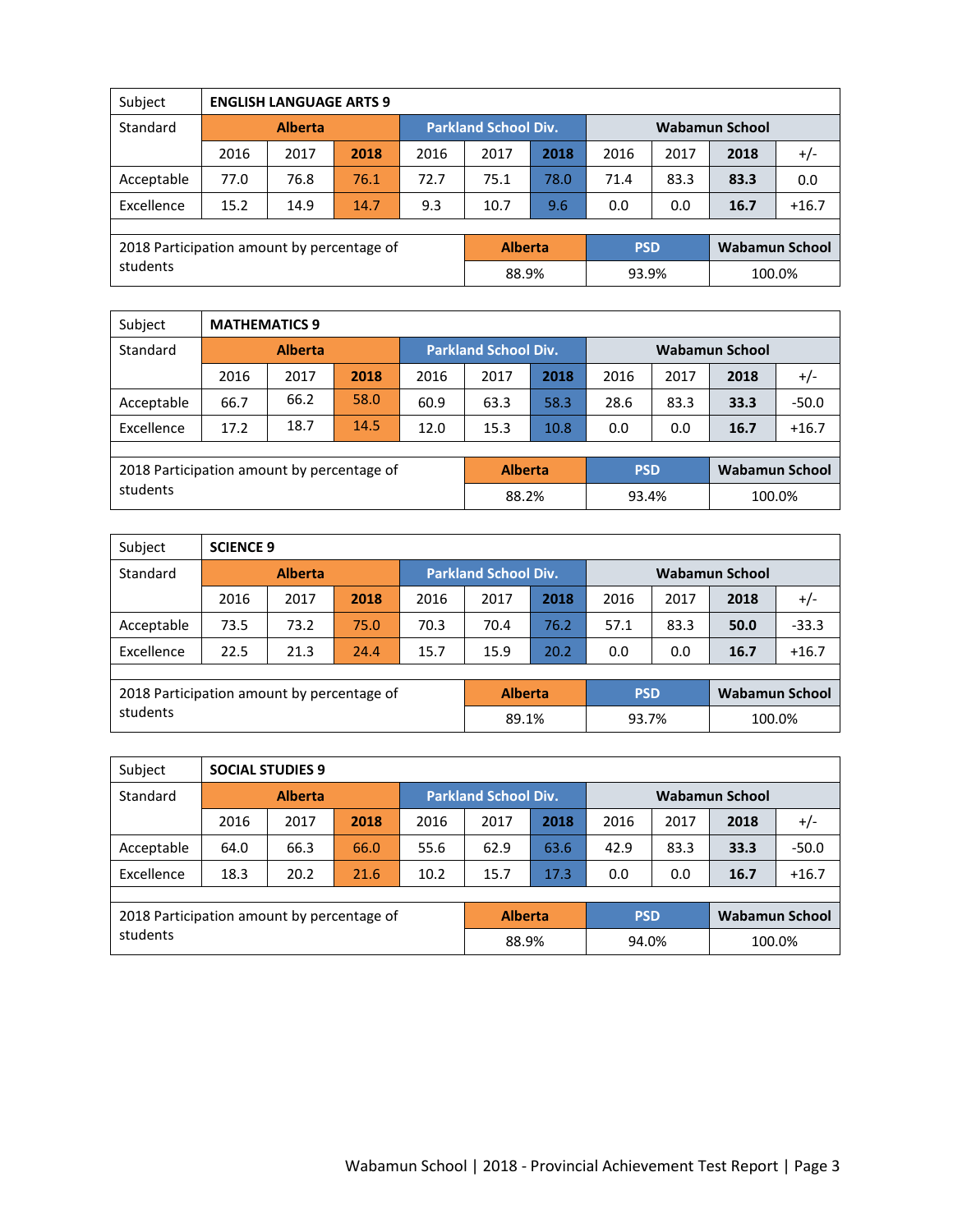| Subject | ENGLISH LANGUAGE ARTS 9 | | | | | | | | | |
|---|---|---|---|---|---|---|---|---|---|---|
| Standard | Alberta | | | Parkland School Div. | | | Wabamun School | | | |
| | 2016 | 2017 | **2018** | 2016 | 2017 | **2018** | 2016 | 2017 | **2018** | +/- |
| Acceptable | 77.0 | 76.8 | 76.1 | 72.7 | 75.1 | 78.0 | 71.4 | 83.3 | **83.3** | 0.0 |
| Excellence | 15.2 | 14.9 | 14.7 | 9.3 | 10.7 | 9.6 | 0.0 | 0.0 | **16.7** | +16.7 |

| 2018 Participation amount by percentage of students | Alberta | PSD | Wabamun School |
|---|---|---|---|
| | 88.9% | 93.9% | 100.0% |

| Subject | MATHEMATICS 9 | | | | | | | | | |
|---|---|---|---|---|---|---|---|---|---|---|
| Standard | Alberta | | | Parkland School Div. | | | Wabamun School | | | |
| | 2016 | 2017 | **2018** | 2016 | 2017 | **2018** | 2016 | 2017 | **2018** | +/- |
| Acceptable | 66.7 | 66.2 | 58.0 | 60.9 | 63.3 | 58.3 | 28.6 | 83.3 | **33.3** | -50.0 |
| Excellence | 17.2 | 18.7 | 14.5 | 12.0 | 15.3 | 10.8 | 0.0 | 0.0 | **16.7** | +16.7 |

| 2018 Participation amount by percentage of students | Alberta | PSD | Wabamun School |
|---|---|---|---|
| | 88.2% | 93.4% | 100.0% |

| Subject | SCIENCE 9 | | | | | | | | | |
|---|---|---|---|---|---|---|---|---|---|---|
| Standard | Alberta | | | Parkland School Div. | | | Wabamun School | | | |
| | 2016 | 2017 | **2018** | 2016 | 2017 | **2018** | 2016 | 2017 | **2018** | +/- |
| Acceptable | 73.5 | 73.2 | 75.0 | 70.3 | 70.4 | 76.2 | 57.1 | 83.3 | **50.0** | -33.3 |
| Excellence | 22.5 | 21.3 | 24.4 | 15.7 | 15.9 | 20.2 | 0.0 | 0.0 | **16.7** | +16.7 |

| 2018 Participation amount by percentage of students | Alberta | PSD | Wabamun School |
|---|---|---|---|
| | 89.1% | 93.7% | 100.0% |

| Subject | SOCIAL STUDIES 9 | | | | | | | | | |
|---|---|---|---|---|---|---|---|---|---|---|
| Standard | Alberta | | | Parkland School Div. | | | Wabamun School | | | |
| | 2016 | 2017 | **2018** | 2016 | 2017 | **2018** | 2016 | 2017 | **2018** | +/- |
| Acceptable | 64.0 | 66.3 | 66.0 | 55.6 | 62.9 | 63.6 | 42.9 | 83.3 | **33.3** | -50.0 |
| Excellence | 18.3 | 20.2 | 21.6 | 10.2 | 15.7 | 17.3 | 0.0 | 0.0 | **16.7** | +16.7 |

| 2018 Participation amount by percentage of students | Alberta | PSD | Wabamun School |
|---|---|---|---|
| | 88.9% | 94.0% | 100.0% |